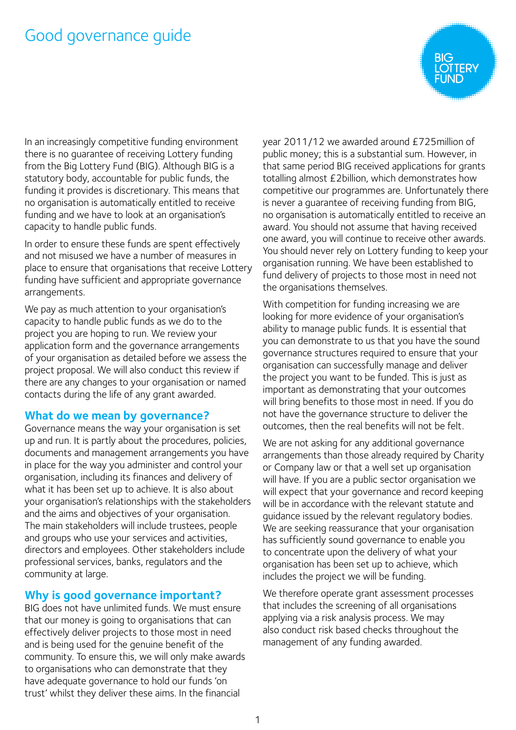# Good governance guide

BIG LOTTERY FUND

In an increasingly competitive funding environment there is no guarantee of receiving Lottery funding from the Big Lottery Fund (BIG). Although BIG is a statutory body, accountable for public funds, the funding it provides is discretionary. This means that no organisation is automatically entitled to receive funding and we have to look at an organisation's capacity to handle public funds.

In order to ensure these funds are spent effectively and not misused we have a number of measures in place to ensure that organisations that receive Lottery funding have sufficient and appropriate governance arrangements.

We pay as much attention to your organisation's capacity to handle public funds as we do to the project you are hoping to run. We review your application form and the governance arrangements of your organisation as detailed before we assess the project proposal. We will also conduct this review if there are any changes to your organisation or named contacts during the life of any grant awarded.

## What do we mean by governance?

Governance means the way your organisation is set up and run. It is partly about the procedures, policies, documents and management arrangements you have in place for the way you administer and control your organisation, including its finances and delivery of what it has been set up to achieve. It is also about your organisation's relationships with the stakeholders and the aims and objectives of your organisation. The main stakeholders will include trustees, people and groups who use your services and activities, directors and employees. Other stakeholders include professional services, banks, regulators and the community at large.

## Why is good governance important?

BIG does not have unlimited funds. We must ensure that our money is going to organisations that can effectively deliver projects to those most in need and is being used for the genuine benefit of the community. To ensure this, we will only make awards to organisations who can demonstrate that they have adequate governance to hold our funds 'on trust' whilst they deliver these aims. In the financial year 2011/12 we awarded around £725million of public money; this is a substantial sum. However, in that same period BIG received applications for grants totalling almost £2billion, which demonstrates how competitive our programmes are. Unfortunately there is never a guarantee of receiving funding from BIG, no organisation is automatically entitled to receive an award. You should not assume that having received one award, you will continue to receive other awards. You should never rely on Lottery funding to keep your organisation running. We have been established to fund delivery of projects to those most in need not the organisations themselves.

With competition for funding increasing we are looking for more evidence of your organisation's ability to manage public funds. It is essential that you can demonstrate to us that you have the sound governance structures required to ensure that your organisation can successfully manage and deliver the project you want to be funded. This is just as important as demonstrating that your outcomes will bring benefits to those most in need. If you do not have the governance structure to deliver the outcomes, then the real benefits will not be felt.

We are not asking for any additional governance arrangements than those already required by Charity or Company law or that a well set up organisation will have. If you are a public sector organisation we will expect that your governance and record keeping will be in accordance with the relevant statute and guidance issued by the relevant regulatory bodies. We are seeking reassurance that your organisation has sufficiently sound governance to enable you to concentrate upon the delivery of what your organisation has been set up to achieve, which includes the project we will be funding.

We therefore operate grant assessment processes that includes the screening of all organisations applying via a risk analysis process. We may also conduct risk based checks throughout the management of any funding awarded.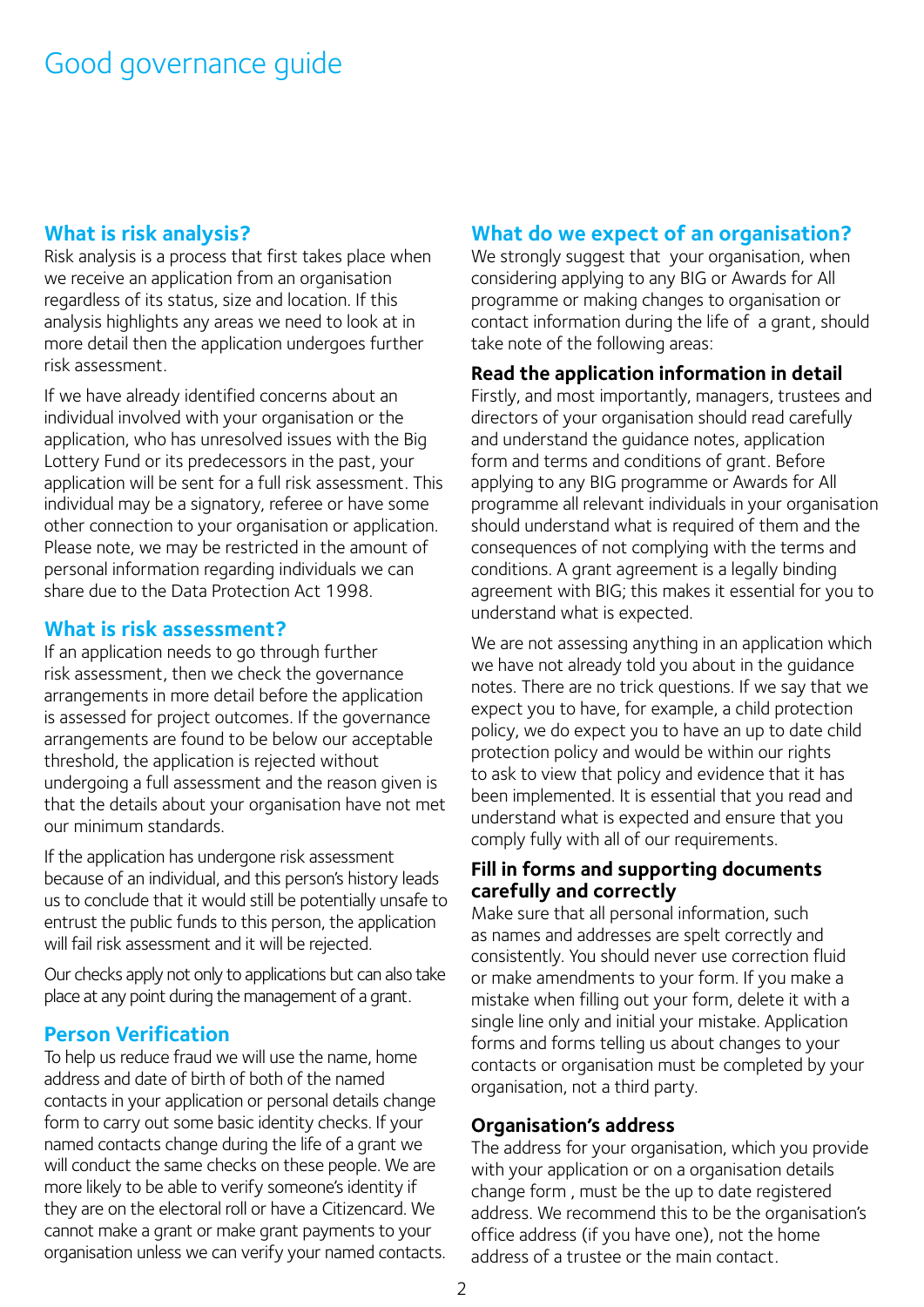# Good governance guide

## What is risk analysis?

Risk analysis is a process that first takes place when we receive an application from an organisation regardless of its status, size and location. If this analysis highlights any areas we need to look at in more detail then the application undergoes further risk assessment.

If we have already identified concerns about an individual involved with your organisation or the application, who has unresolved issues with the Big Lottery Fund or its predecessors in the past, your application will be sent for a full risk assessment. This individual may be a signatory, referee or have some other connection to your organisation or application. Please note, we may be restricted in the amount of personal information regarding individuals we can share due to the Data Protection Act 1998.

## What is risk assessment?

If an application needs to go through further risk assessment, then we check the governance arrangements in more detail before the application is assessed for project outcomes. If the governance arrangements are found to be below our acceptable threshold, the application is rejected without undergoing a full assessment and the reason given is that the details about your organisation have not met our minimum standards.

If the application has undergone risk assessment because of an individual, and this person's history leads us to conclude that it would still be potentially unsafe to entrust the public funds to this person, the application will fail risk assessment and it will be rejected.

Our checks apply not only to applications but can also take place at any point during the management of a grant.

## Person Verification

To help us reduce fraud we will use the name, home address and date of birth of both of the named contacts in your application or personal details change form to carry out some basic identity checks. If your named contacts change during the life of a grant we will conduct the same checks on these people. We are more likely to be able to verify someone's identity if they are on the electoral roll or have a Citizencard. We cannot make a grant or make grant payments to your organisation unless we can verify your named contacts.

## What do we expect of an organisation?

We strongly suggest that your organisation, when considering applying to any BIG or Awards for All programme or making changes to organisation or contact information during the life of a grant, should take note of the following areas:

### Read the application information in detail

Firstly, and most importantly, managers, trustees and directors of your organisation should read carefully and understand the guidance notes, application form and terms and conditions of grant. Before applying to any BIG programme or Awards for All programme all relevant individuals in your organisation should understand what is required of them and the consequences of not complying with the terms and conditions. A grant agreement is a legally binding agreement with BIG; this makes it essential for you to understand what is expected.

We are not assessing anything in an application which we have not already told you about in the guidance notes. There are no trick questions. If we say that we expect you to have, for example, a child protection policy, we do expect you to have an up to date child protection policy and would be within our rights to ask to view that policy and evidence that it has been implemented. It is essential that you read and understand what is expected and ensure that you comply fully with all of our requirements.

### Fill in forms and supporting documents carefully and correctly

Make sure that all personal information, such as names and addresses are spelt correctly and consistently. You should never use correction fluid or make amendments to your form. If you make a mistake when filling out your form, delete it with a single line only and initial your mistake. Application forms and forms telling us about changes to your contacts or organisation must be completed by your organisation, not a third party.

### Organisation's address

The address for your organisation, which you provide with your application or on a organisation details change form , must be the up to date registered address. We recommend this to be the organisation's office address (if you have one), not the home address of a trustee or the main contact.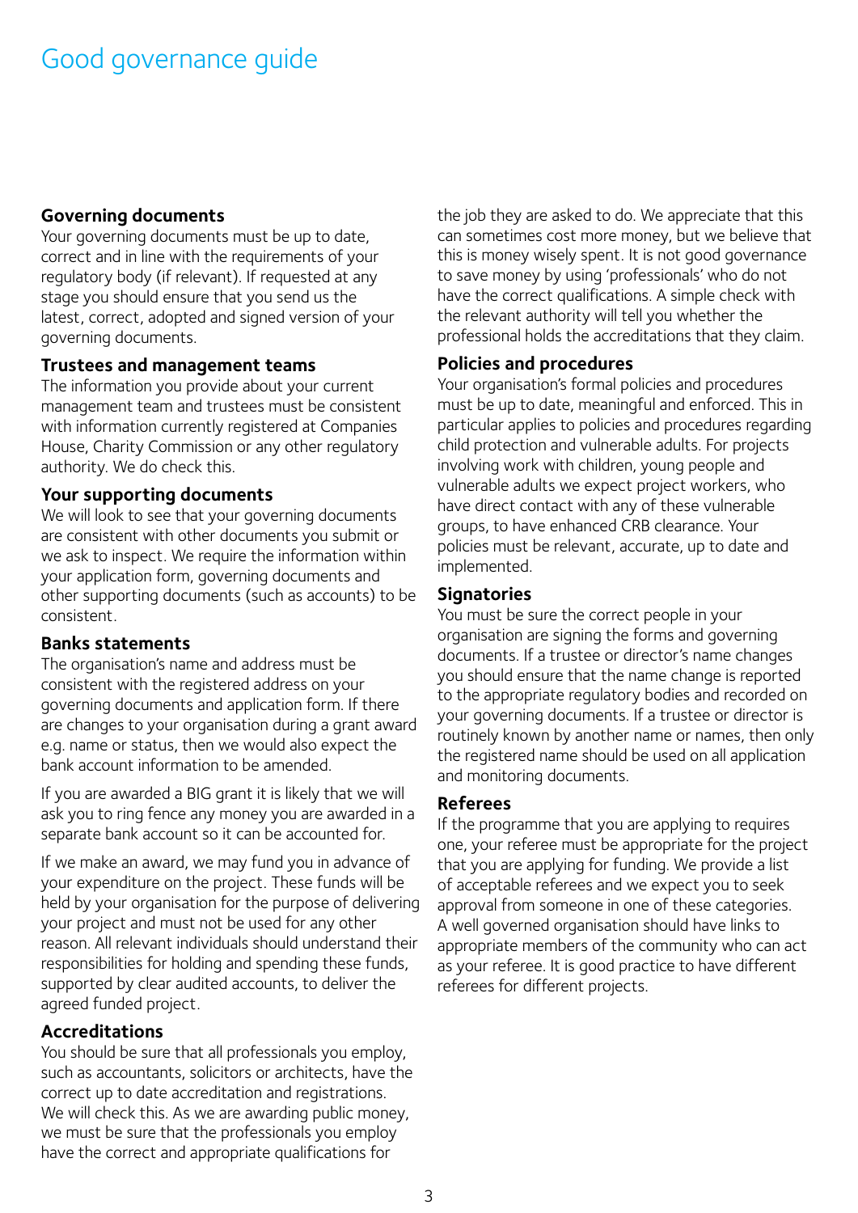# Good governance guide

## Governing documents

Your governing documents must be up to date, correct and in line with the requirements of your regulatory body (if relevant). If requested at any stage you should ensure that you send us the latest, correct, adopted and signed version of your governing documents.

## Trustees and management teams

The information you provide about your current management team and trustees must be consistent with information currently registered at Companies House, Charity Commission or any other regulatory authority. We do check this.

## Your supporting documents

We will look to see that your governing documents are consistent with other documents you submit or we ask to inspect. We require the information within your application form, governing documents and other supporting documents (such as accounts) to be consistent.

## Banks statements

The organisation's name and address must be consistent with the registered address on your governing documents and application form. If there are changes to your organisation during a grant award e.g. name or status, then we would also expect the bank account information to be amended.

If you are awarded a BIG grant it is likely that we will ask you to ring fence any money you are awarded in a separate bank account so it can be accounted for.

If we make an award, we may fund you in advance of your expenditure on the project. These funds will be held by your organisation for the purpose of delivering your project and must not be used for any other reason. All relevant individuals should understand their responsibilities for holding and spending these funds, supported by clear audited accounts, to deliver the agreed funded project.

## Accreditations

You should be sure that all professionals you employ, such as accountants, solicitors or architects, have the correct up to date accreditation and registrations. We will check this. As we are awarding public money, we must be sure that the professionals you employ have the correct and appropriate qualifications for the job they are asked to do. We appreciate that this can sometimes cost more money, but we believe that this is money wisely spent. It is not good governance to save money by using 'professionals' who do not have the correct qualifications. A simple check with the relevant authority will tell you whether the professional holds the accreditations that they claim.

## Policies and procedures

Your organisation's formal policies and procedures must be up to date, meaningful and enforced. This in particular applies to policies and procedures regarding child protection and vulnerable adults. For projects involving work with children, young people and vulnerable adults we expect project workers, who have direct contact with any of these vulnerable groups, to have enhanced CRB clearance. Your policies must be relevant, accurate, up to date and implemented.

## Signatories

You must be sure the correct people in your organisation are signing the forms and governing documents. If a trustee or director's name changes you should ensure that the name change is reported to the appropriate regulatory bodies and recorded on your governing documents. If a trustee or director is routinely known by another name or names, then only the registered name should be used on all application and monitoring documents.

## Referees

If the programme that you are applying to requires one, your referee must be appropriate for the project that you are applying for funding. We provide a list of acceptable referees and we expect you to seek approval from someone in one of these categories. A well governed organisation should have links to appropriate members of the community who can act as your referee. It is good practice to have different referees for different projects.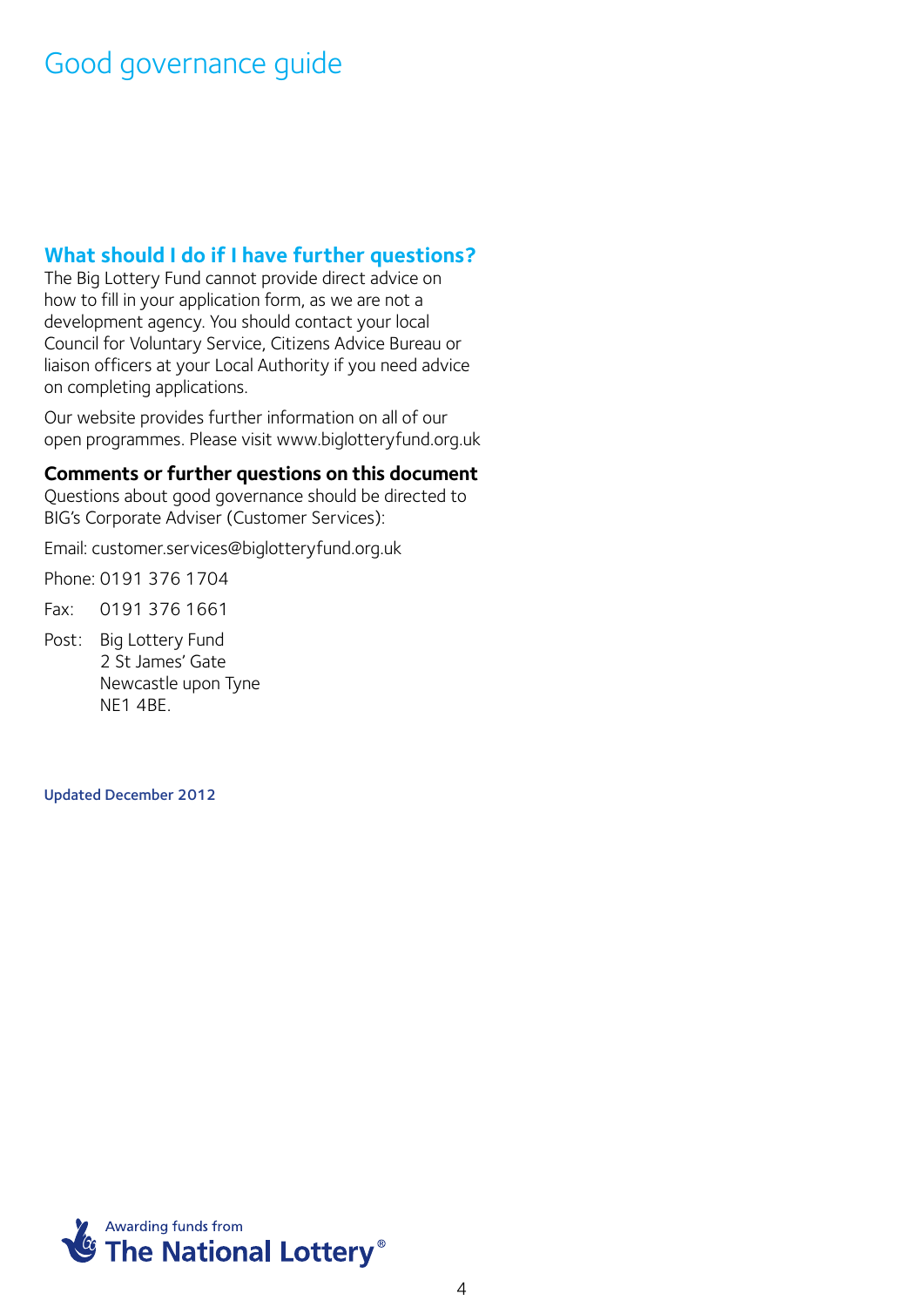## What should I do if I have further questions?

The Big Lottery Fund cannot provide direct advice on how to fill in your application form, as we are not a development agency. You should contact your local Council for Voluntary Service, Citizens Advice Bureau or liaison officers at your Local Authority if you need advice on completing applications.

Our website provides further information on all of our open programmes. Please visit www.biglotteryfund.org.uk

### Comments or further questions on this document

Questions about good governance should be directed to BIG's Corporate Adviser (Customer Services):

Email: customer.services@biglotteryfund.org.uk

Phone: 0191 376 1704

Fax: 0191 376 1661

Post: Big Lottery Fund
2 St James' Gate
Newcastle upon Tyne
NE1 4BE.

Updated December 2012

Awarding funds from The National Lottery®